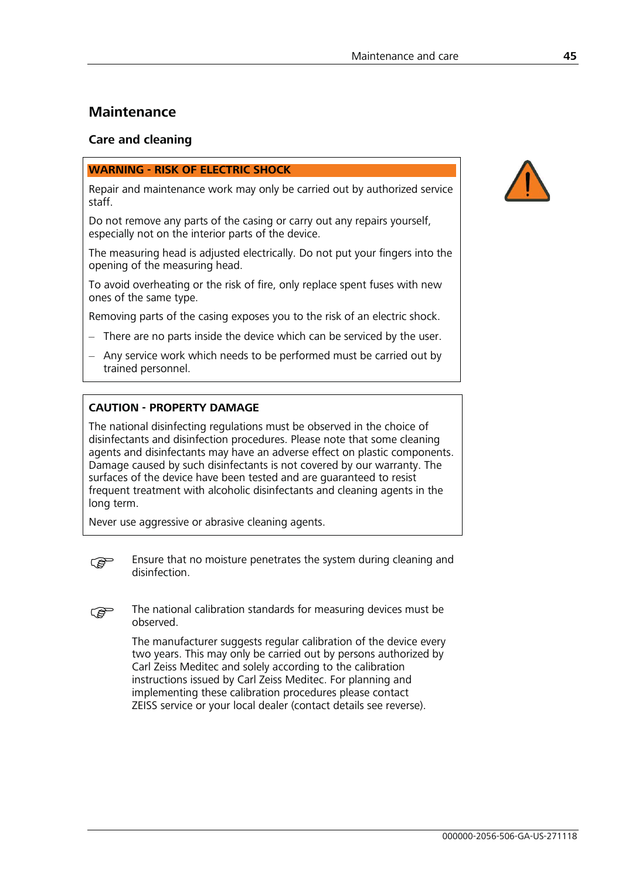# Maintenance

## Care and cleaning

**WARNING - RISK OF ELECTRIC SHOCK**

Repair and maintenance work may only be carried out by authorized service staff.

Do not remove any parts of the casing or carry out any repairs yourself, especially not on the interior parts of the device.

The measuring head is adjusted electrically. Do not put your fingers into the opening of the measuring head.

To avoid overheating or the risk of fire, only replace spent fuses with new ones of the same type.

Removing parts of the casing exposes you to the risk of an electric shock.

- There are no parts inside the device which can be serviced by the user.
- Any service work which needs to be performed must be carried out by trained personnel.

**CAUTION - PROPERTY DAMAGE**

The national disinfecting regulations must be observed in the choice of disinfectants and disinfection procedures. Please note that some cleaning agents and disinfectants may have an adverse effect on plastic components. Damage caused by such disinfectants is not covered by our warranty. The surfaces of the device have been tested and are guaranteed to resist frequent treatment with alcoholic disinfectants and cleaning agents in the long term.

Never use aggressive or abrasive cleaning agents.

☞ Ensure that no moisture penetrates the system during cleaning and disinfection.

☞ The national calibration standards for measuring devices must be observed.

The manufacturer suggests regular calibration of the device every two years. This may only be carried out by persons authorized by Carl Zeiss Meditec and solely according to the calibration instructions issued by Carl Zeiss Meditec. For planning and implementing these calibration procedures please contact ZEISS service or your local dealer (contact details see reverse).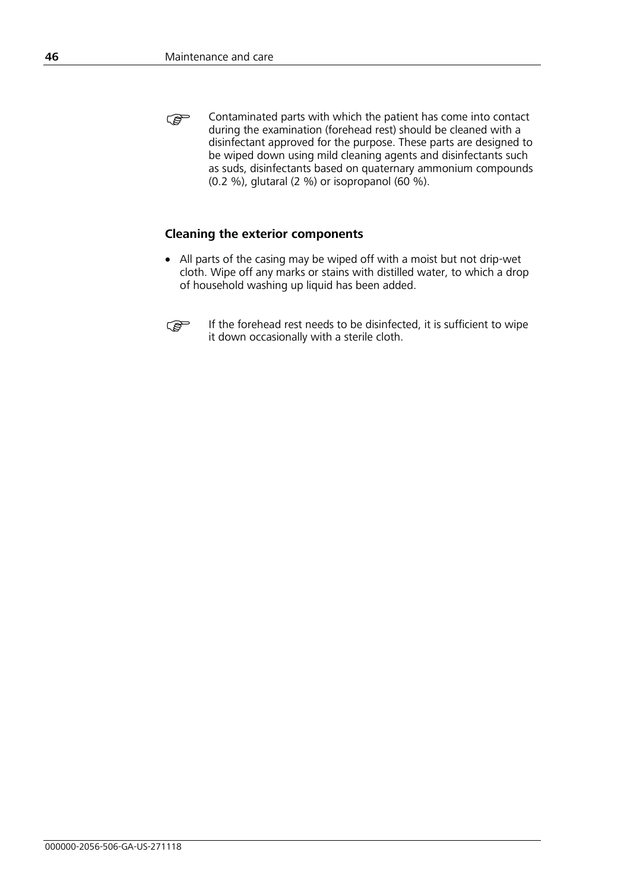☞ Contaminated parts with which the patient has come into contact during the examination (forehead rest) should be cleaned with a disinfectant approved for the purpose. These parts are designed to be wiped down using mild cleaning agents and disinfectants such as suds, disinfectants based on quaternary ammonium compounds (0.2 %), glutaral (2 %) or isopropanol (60 %).

### Cleaning the exterior components

- All parts of the casing may be wiped off with a moist but not drip-wet cloth. Wipe off any marks or stains with distilled water, to which a drop of household washing up liquid has been added.

☞ If the forehead rest needs to be disinfected, it is sufficient to wipe it down occasionally with a sterile cloth.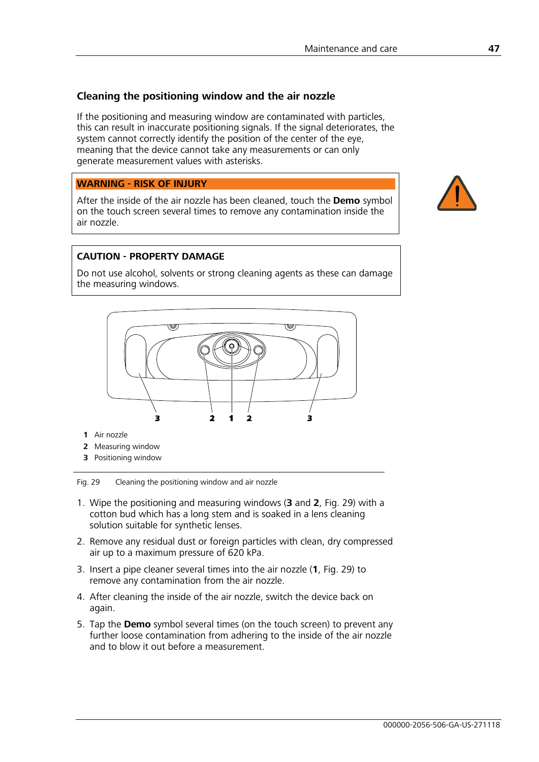## Cleaning the positioning window and the air nozzle

If the positioning and measuring window are contaminated with particles, this can result in inaccurate positioning signals. If the signal deteriorates, the system cannot correctly identify the position of the center of the eye, meaning that the device cannot take any measurements or can only generate measurement values with asterisks.

**WARNING - RISK OF INJURY**

After the inside of the air nozzle has been cleaned, touch the **Demo** symbol on the touch screen several times to remove any contamination inside the air nozzle.

**CAUTION - PROPERTY DAMAGE**

Do not use alcohol, solvents or strong cleaning agents as these can damage the measuring windows.

**1** Air nozzle
**2** Measuring window
**3** Positioning window

Fig. 29 Cleaning the positioning window and air nozzle

1. Wipe the positioning and measuring windows (**3** and **2**, Fig. 29) with a cotton bud which has a long stem and is soaked in a lens cleaning solution suitable for synthetic lenses.
2. Remove any residual dust or foreign particles with clean, dry compressed air up to a maximum pressure of 620 kPa.
3. Insert a pipe cleaner several times into the air nozzle (**1**, Fig. 29) to remove any contamination from the air nozzle.
4. After cleaning the inside of the air nozzle, switch the device back on again.
5. Tap the **Demo** symbol several times (on the touch screen) to prevent any further loose contamination from adhering to the inside of the air nozzle and to blow it out before a measurement.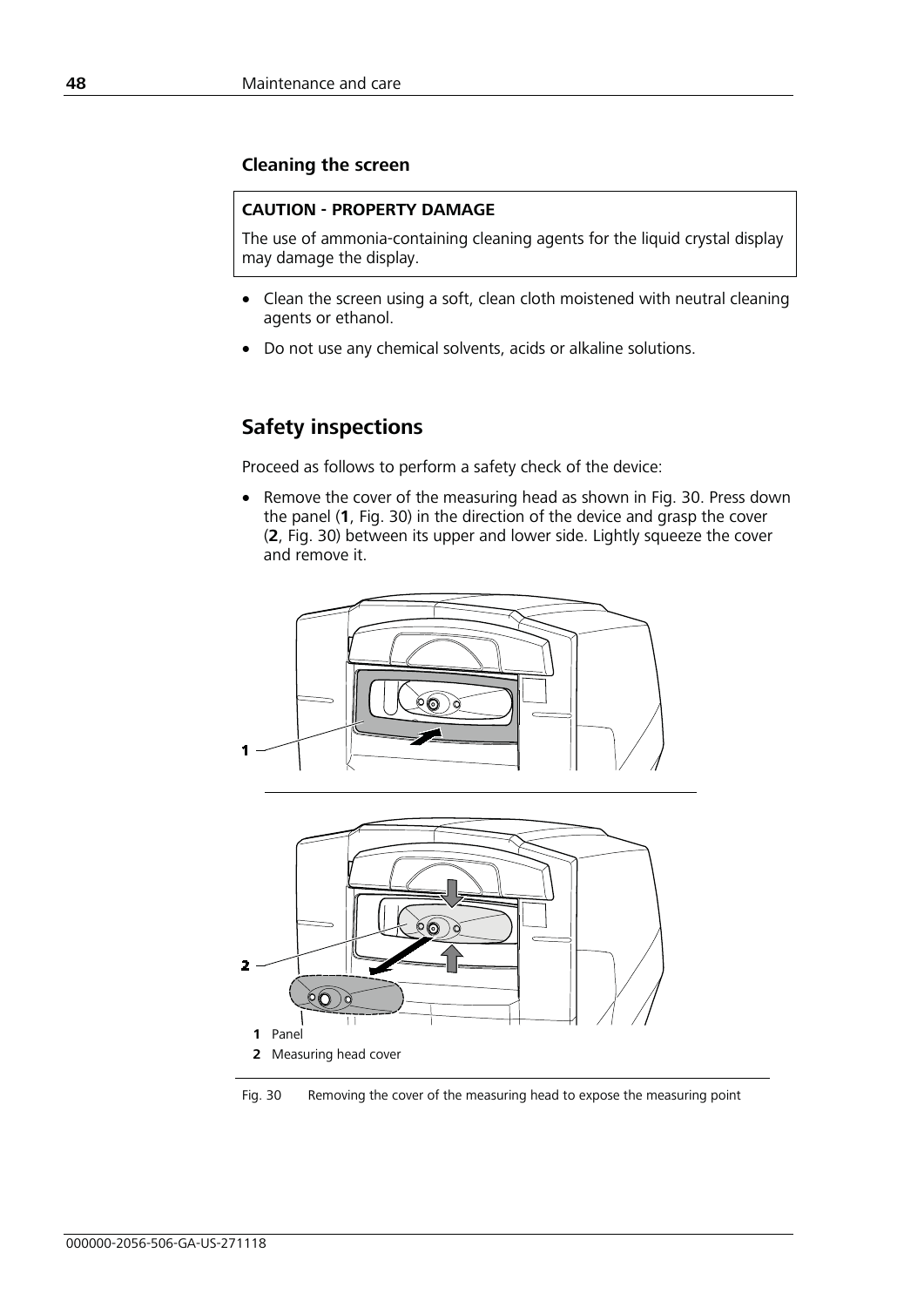### Cleaning the screen

**CAUTION - PROPERTY DAMAGE**

The use of ammonia-containing cleaning agents for the liquid crystal display may damage the display.

- Clean the screen using a soft, clean cloth moistened with neutral cleaning agents or ethanol.
- Do not use any chemical solvents, acids or alkaline solutions.

## Safety inspections

Proceed as follows to perform a safety check of the device:

- Remove the cover of the measuring head as shown in Fig. 30. Press down the panel (**1**, Fig. 30) in the direction of the device and grasp the cover (**2**, Fig. 30) between its upper and lower side. Lightly squeeze the cover and remove it.

**1** Panel
**2** Measuring head cover

Fig. 30 Removing the cover of the measuring head to expose the measuring point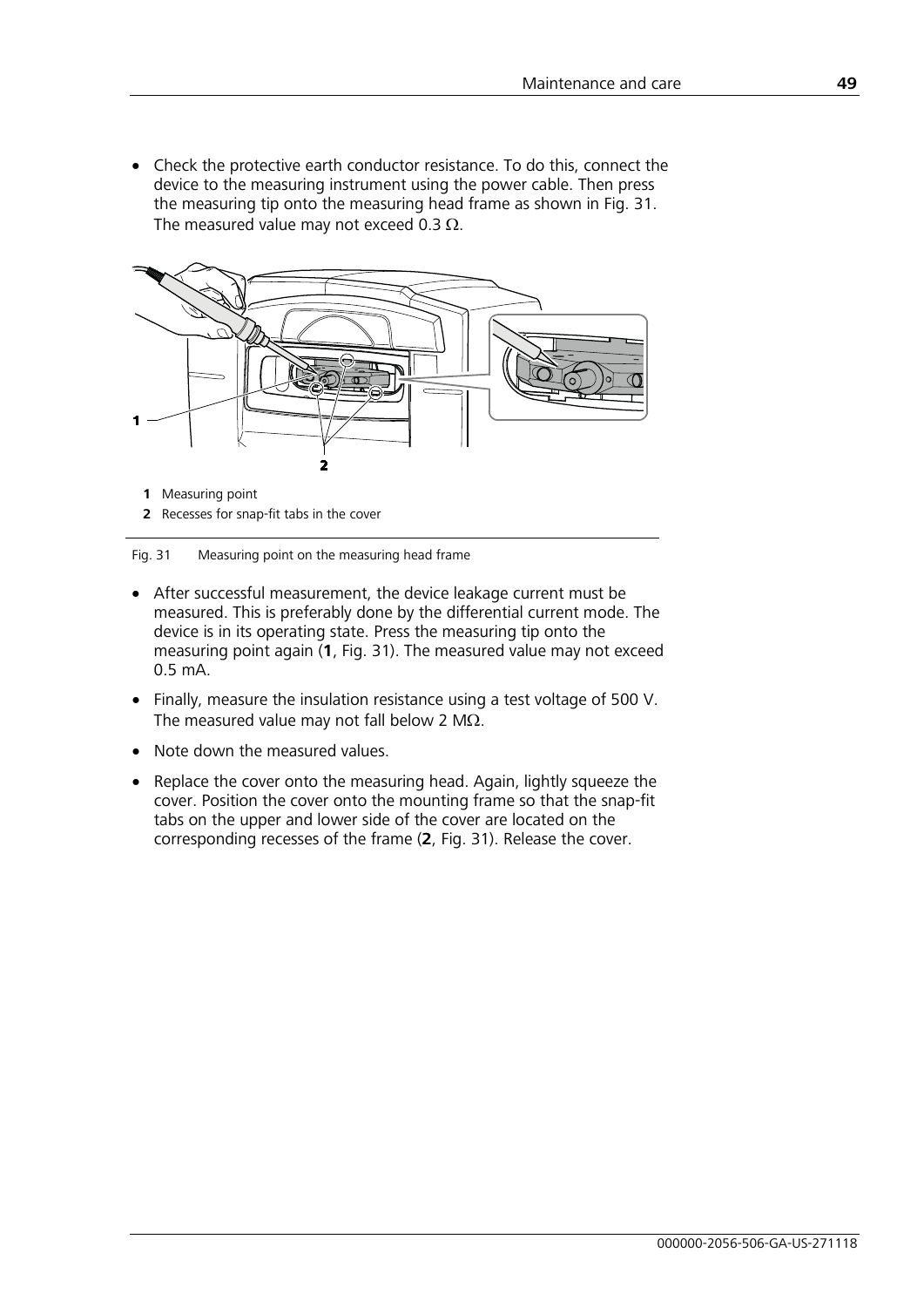- Check the protective earth conductor resistance. To do this, connect the device to the measuring instrument using the power cable. Then press the measuring tip onto the measuring head frame as shown in Fig. 31. The measured value may not exceed 0.3 Ω.

1 Measuring point
2 Recesses for snap-fit tabs in the cover

Fig. 31 Measuring point on the measuring head frame

- After successful measurement, the device leakage current must be measured. This is preferably done by the differential current mode. The device is in its operating state. Press the measuring tip onto the measuring point again (**1**, Fig. 31). The measured value may not exceed 0.5 mA.
- Finally, measure the insulation resistance using a test voltage of 500 V. The measured value may not fall below 2 MΩ.
- Note down the measured values.
- Replace the cover onto the measuring head. Again, lightly squeeze the cover. Position the cover onto the mounting frame so that the snap-fit tabs on the upper and lower side of the cover are located on the corresponding recesses of the frame (**2**, Fig. 31). Release the cover.